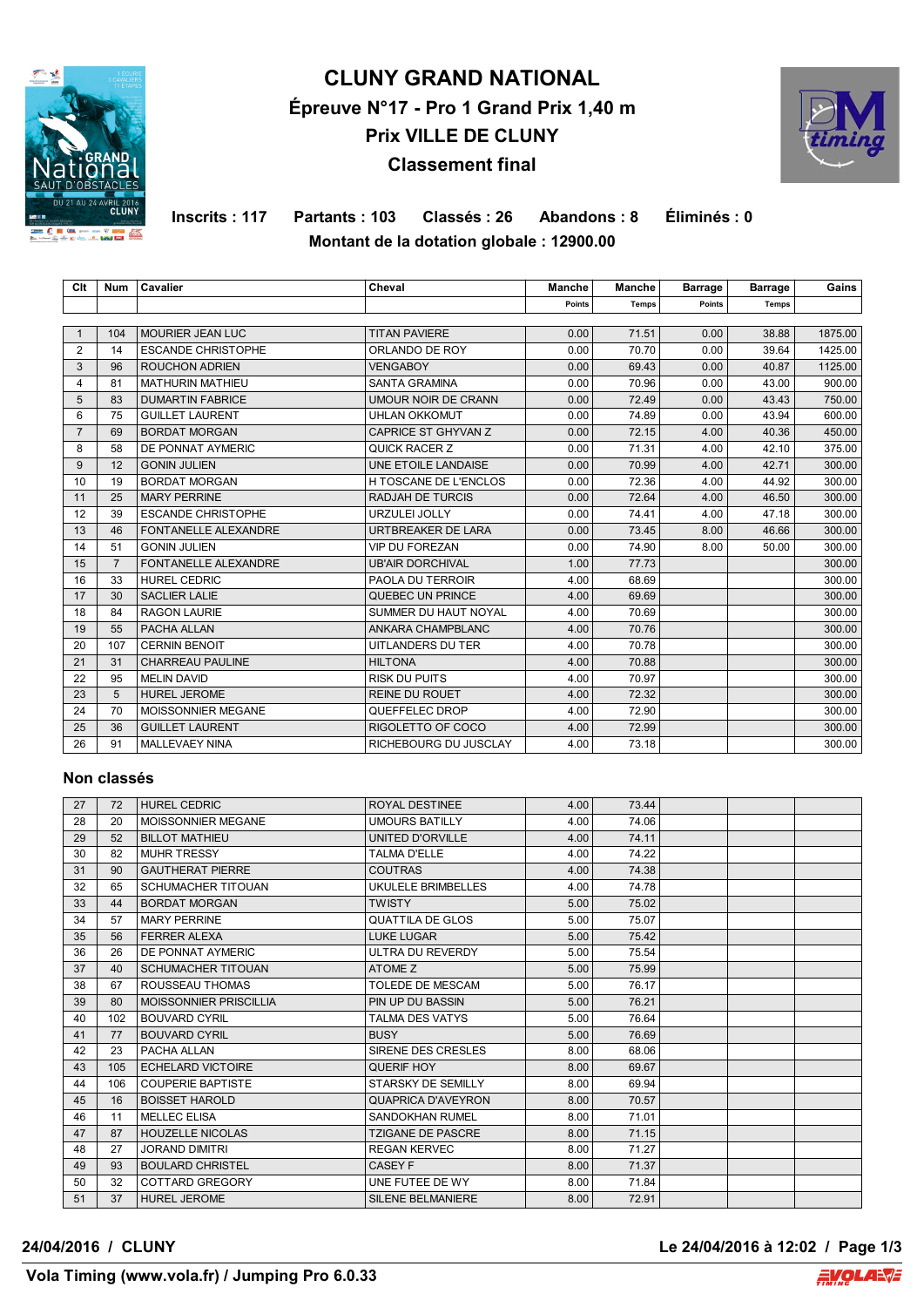# CLUNY GRAND NATIONAL

## Épreuve N°17 - Pro 1 Grand Prix 1,40 m

## Prix VILLE DE CLUNY

## Classement final

**Inscrits : 117   Partants : 103   Classés : 26   Abandons : 8   Éliminés : 0**

**Montant de la dotation globale : 12900.00**

| Clt | Num | Cavalier | Cheval | Manche Points | Manche Temps | Barrage Points | Barrage Temps | Gains |
|---|---|---|---|---|---|---|---|---|
| 1 | 104 | MOURIER JEAN LUC | TITAN PAVIERE | 0.00 | 71.51 | 0.00 | 38.88 | 1875.00 |
| 2 | 14 | ESCANDE CHRISTOPHE | ORLANDO DE ROY | 0.00 | 70.70 | 0.00 | 39.64 | 1425.00 |
| 3 | 96 | ROUCHON ADRIEN | VENGABOY | 0.00 | 69.43 | 0.00 | 40.87 | 1125.00 |
| 4 | 81 | MATHURIN MATHIEU | SANTA GRAMINA | 0.00 | 70.96 | 0.00 | 43.00 | 900.00 |
| 5 | 83 | DUMARTIN FABRICE | UMOUR NOIR DE CRANN | 0.00 | 72.49 | 0.00 | 43.43 | 750.00 |
| 6 | 75 | GUILLET LAURENT | UHLAN OKKOMUT | 0.00 | 74.89 | 0.00 | 43.94 | 600.00 |
| 7 | 69 | BORDAT MORGAN | CAPRICE ST GHYVAN Z | 0.00 | 72.15 | 4.00 | 40.36 | 450.00 |
| 8 | 58 | DE PONNAT AYMERIC | QUICK RACER Z | 0.00 | 71.31 | 4.00 | 42.10 | 375.00 |
| 9 | 12 | GONIN JULIEN | UNE ETOILE LANDAISE | 0.00 | 70.99 | 4.00 | 42.71 | 300.00 |
| 10 | 19 | BORDAT MORGAN | H TOSCANE DE L'ENCLOS | 0.00 | 72.36 | 4.00 | 44.92 | 300.00 |
| 11 | 25 | MARY PERRINE | RADJAH DE TURCIS | 0.00 | 72.64 | 4.00 | 46.50 | 300.00 |
| 12 | 39 | ESCANDE CHRISTOPHE | URZULEI JOLLY | 0.00 | 74.41 | 4.00 | 47.18 | 300.00 |
| 13 | 46 | FONTANELLE ALEXANDRE | URTBREAKER DE LARA | 0.00 | 73.45 | 8.00 | 46.66 | 300.00 |
| 14 | 51 | GONIN JULIEN | VIP DU FOREZAN | 0.00 | 74.90 | 8.00 | 50.00 | 300.00 |
| 15 | 7 | FONTANELLE ALEXANDRE | UB'AIR DORCHIVAL | 1.00 | 77.73 | | | 300.00 |
| 16 | 33 | HUREL CEDRIC | PAOLA DU TERROIR | 4.00 | 68.69 | | | 300.00 |
| 17 | 30 | SACLIER LALIE | QUEBEC UN PRINCE | 4.00 | 69.69 | | | 300.00 |
| 18 | 84 | RAGON LAURIE | SUMMER DU HAUT NOYAL | 4.00 | 70.69 | | | 300.00 |
| 19 | 55 | PACHA ALLAN | ANKARA CHAMPBLANC | 4.00 | 70.76 | | | 300.00 |
| 20 | 107 | CERNIN BENOIT | UITLANDERS DU TER | 4.00 | 70.78 | | | 300.00 |
| 21 | 31 | CHARREAU PAULINE | HILTONA | 4.00 | 70.88 | | | 300.00 |
| 22 | 95 | MELIN DAVID | RISK DU PUITS | 4.00 | 70.97 | | | 300.00 |
| 23 | 5 | HUREL JEROME | REINE DU ROUET | 4.00 | 72.32 | | | 300.00 |
| 24 | 70 | MOISSONNIER MEGANE | QUEFFELEC DROP | 4.00 | 72.90 | | | 300.00 |
| 25 | 36 | GUILLET LAURENT | RIGOLETTO OF COCO | 4.00 | 72.99 | | | 300.00 |
| 26 | 91 | MALLEVAEY NINA | RICHEBOURG DU JUSCLAY | 4.00 | 73.18 | | | 300.00 |

### Non classés

| Clt | Num | Cavalier | Cheval | Manche Points | Manche Temps | Barrage Points | Barrage Temps | Gains |
|---|---|---|---|---|---|---|---|---|
| 27 | 72 | HUREL CEDRIC | ROYAL DESTINEE | 4.00 | 73.44 | | | |
| 28 | 20 | MOISSONNIER MEGANE | UMOURS BATILLY | 4.00 | 74.06 | | | |
| 29 | 52 | BILLOT MATHIEU | UNITED D'ORVILLE | 4.00 | 74.11 | | | |
| 30 | 82 | MUHR TRESSY | TALMA D'ELLE | 4.00 | 74.22 | | | |
| 31 | 90 | GAUTHERAT PIERRE | COUTRAS | 4.00 | 74.38 | | | |
| 32 | 65 | SCHUMACHER TITOUAN | UKULELE BRIMBELLES | 4.00 | 74.78 | | | |
| 33 | 44 | BORDAT MORGAN | TWISTY | 5.00 | 75.02 | | | |
| 34 | 57 | MARY PERRINE | QUATTILA DE GLOS | 5.00 | 75.07 | | | |
| 35 | 56 | FERRER ALEXA | LUKE LUGAR | 5.00 | 75.42 | | | |
| 36 | 26 | DE PONNAT AYMERIC | ULTRA DU REVERDY | 5.00 | 75.54 | | | |
| 37 | 40 | SCHUMACHER TITOUAN | ATOME Z | 5.00 | 75.99 | | | |
| 38 | 67 | ROUSSEAU THOMAS | TOLEDE DE MESCAM | 5.00 | 76.17 | | | |
| 39 | 80 | MOISSONNIER PRISCILLIA | PIN UP DU BASSIN | 5.00 | 76.21 | | | |
| 40 | 102 | BOUVARD CYRIL | TALMA DES VATYS | 5.00 | 76.64 | | | |
| 41 | 77 | BOUVARD CYRIL | BUSY | 5.00 | 76.69 | | | |
| 42 | 23 | PACHA ALLAN | SIRENE DES CRESLES | 8.00 | 68.06 | | | |
| 43 | 105 | ECHELARD VICTOIRE | QUERIF HOY | 8.00 | 69.67 | | | |
| 44 | 106 | COUPERIE BAPTISTE | STARSKY DE SEMILLY | 8.00 | 69.94 | | | |
| 45 | 16 | BOISSET HAROLD | QUAPRICA D'AVEYRON | 8.00 | 70.57 | | | |
| 46 | 11 | MELLEC ELISA | SANDOKHAN RUMEL | 8.00 | 71.01 | | | |
| 47 | 87 | HOUZELLE NICOLAS | TZIGANE DE PASCRE | 8.00 | 71.15 | | | |
| 48 | 27 | JORAND DIMITRI | REGAN KERVEC | 8.00 | 71.27 | | | |
| 49 | 93 | BOULARD CHRISTEL | CASEY F | 8.00 | 71.37 | | | |
| 50 | 32 | COTTARD GREGORY | UNE FUTEE DE WY | 8.00 | 71.84 | | | |
| 51 | 37 | HUREL JEROME | SILENE BELMANIERE | 8.00 | 72.91 | | | |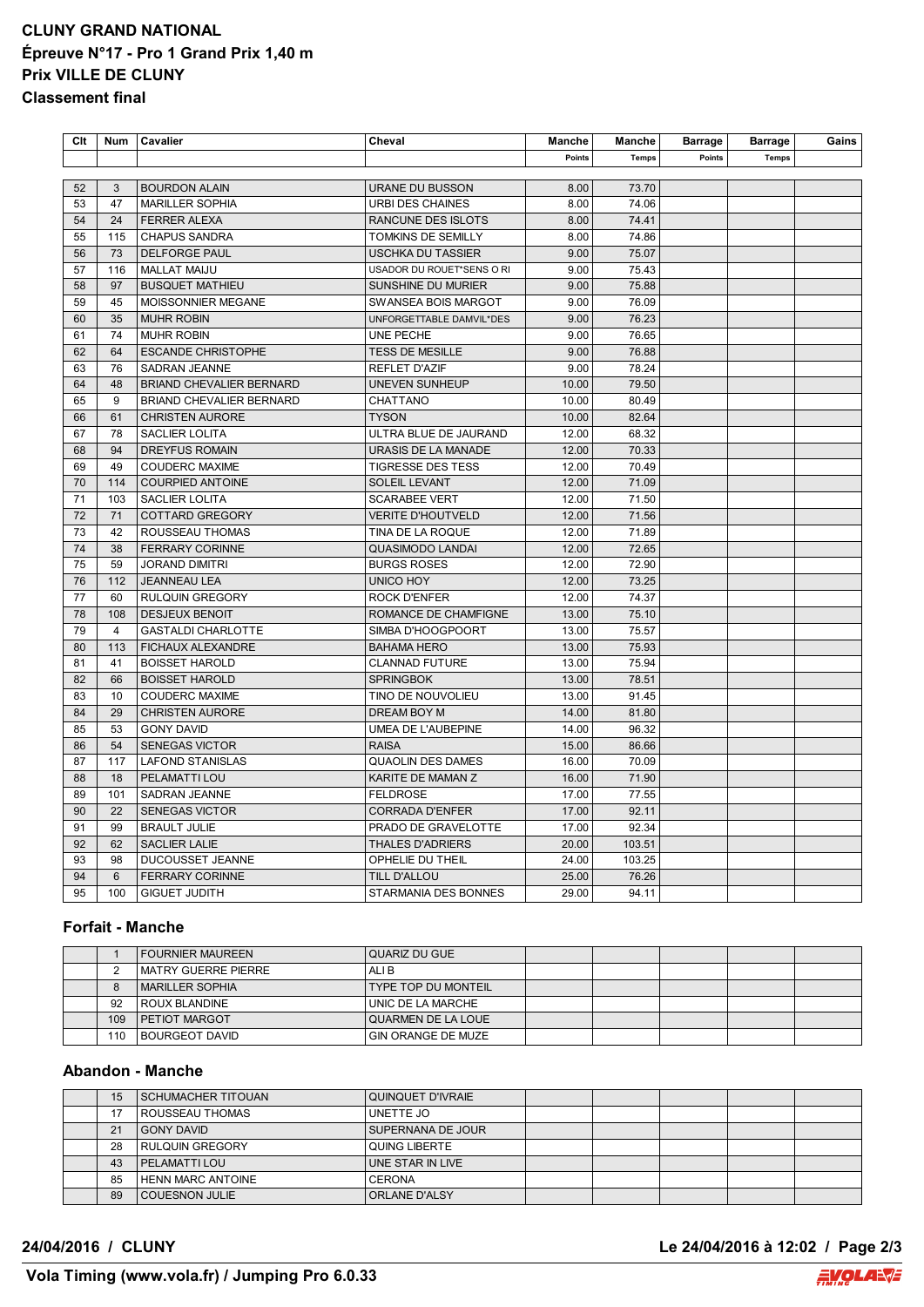# CLUNY GRAND NATIONAL
## Épreuve N°17 - Pro 1 Grand Prix 1,40 m
## Prix VILLE DE CLUNY
## Classement final

| Clt | Num | Cavalier | Cheval | Manche | Manche | Barrage | Barrage | Gains |
|---|---|---|---|---|---|---|---|---|
| | | | | Points | Temps | Points | Temps | |
| 52 | 3 | BOURDON ALAIN | URANE DU BUSSON | 8.00 | 73.70 | | | |
| 53 | 47 | MARILLER SOPHIA | URBI DES CHAINES | 8.00 | 74.06 | | | |
| 54 | 24 | FERRER ALEXA | RANCUNE DES ISLOTS | 8.00 | 74.41 | | | |
| 55 | 115 | CHAPUS SANDRA | TOMKINS DE SEMILLY | 8.00 | 74.86 | | | |
| 56 | 73 | DELFORGE PAUL | USCHKA DU TASSIER | 9.00 | 75.07 | | | |
| 57 | 116 | MALLAT MAIJU | USADOR DU ROUET*SENS O RI | 9.00 | 75.43 | | | |
| 58 | 97 | BUSQUET MATHIEU | SUNSHINE DU MURIER | 9.00 | 75.88 | | | |
| 59 | 45 | MOISSONNIER MEGANE | SWANSEA BOIS MARGOT | 9.00 | 76.09 | | | |
| 60 | 35 | MUHR ROBIN | UNFORGETTABLE DAMVIL*DES | 9.00 | 76.23 | | | |
| 61 | 74 | MUHR ROBIN | UNE PECHE | 9.00 | 76.65 | | | |
| 62 | 64 | ESCANDE CHRISTOPHE | TESS DE MESILLE | 9.00 | 76.88 | | | |
| 63 | 76 | SADRAN JEANNE | REFLET D'AZIF | 9.00 | 78.24 | | | |
| 64 | 48 | BRIAND CHEVALIER BERNARD | UNEVEN SUNHEUP | 10.00 | 79.50 | | | |
| 65 | 9 | BRIAND CHEVALIER BERNARD | CHATTANO | 10.00 | 80.49 | | | |
| 66 | 61 | CHRISTEN AURORE | TYSON | 10.00 | 82.64 | | | |
| 67 | 78 | SACLIER LOLITA | ULTRA BLUE DE JAURAND | 12.00 | 68.32 | | | |
| 68 | 94 | DREYFUS ROMAIN | URASIS DE LA MANADE | 12.00 | 70.33 | | | |
| 69 | 49 | COUDERC MAXIME | TIGRESSE DES TESS | 12.00 | 70.49 | | | |
| 70 | 114 | COURPIED ANTOINE | SOLEIL LEVANT | 12.00 | 71.09 | | | |
| 71 | 103 | SACLIER LOLITA | SCARABEE VERT | 12.00 | 71.50 | | | |
| 72 | 71 | COTTARD GREGORY | VERITE D'HOUTVELD | 12.00 | 71.56 | | | |
| 73 | 42 | ROUSSEAU THOMAS | TINA DE LA ROQUE | 12.00 | 71.89 | | | |
| 74 | 38 | FERRARY CORINNE | QUASIMODO LANDAI | 12.00 | 72.65 | | | |
| 75 | 59 | JORAND DIMITRI | BURGS ROSES | 12.00 | 72.90 | | | |
| 76 | 112 | JEANNEAU LEA | UNICO HOY | 12.00 | 73.25 | | | |
| 77 | 60 | RULQUIN GREGORY | ROCK D'ENFER | 12.00 | 74.37 | | | |
| 78 | 108 | DESJEUX BENOIT | ROMANCE DE CHAMFIGNE | 13.00 | 75.10 | | | |
| 79 | 4 | GASTALDI CHARLOTTE | SIMBA D'HOOGPOORT | 13.00 | 75.57 | | | |
| 80 | 113 | FICHAUX ALEXANDRE | BAHAMA HERO | 13.00 | 75.93 | | | |
| 81 | 41 | BOISSET HAROLD | CLANNAD FUTURE | 13.00 | 75.94 | | | |
| 82 | 66 | BOISSET HAROLD | SPRINGBOK | 13.00 | 78.51 | | | |
| 83 | 10 | COUDERC MAXIME | TINO DE NOUVOLIEU | 13.00 | 91.45 | | | |
| 84 | 29 | CHRISTEN AURORE | DREAM BOY M | 14.00 | 81.80 | | | |
| 85 | 53 | GONY DAVID | UMEA DE L'AUBEPINE | 14.00 | 96.32 | | | |
| 86 | 54 | SENEGAS VICTOR | RAISA | 15.00 | 86.66 | | | |
| 87 | 117 | LAFOND STANISLAS | QUAOLIN DES DAMES | 16.00 | 70.09 | | | |
| 88 | 18 | PELAMATTI LOU | KARITE DE MAMAN Z | 16.00 | 71.90 | | | |
| 89 | 101 | SADRAN JEANNE | FELDROSE | 17.00 | 77.55 | | | |
| 90 | 22 | SENEGAS VICTOR | CORRADA D'ENFER | 17.00 | 92.11 | | | |
| 91 | 99 | BRAULT JULIE | PRADO DE GRAVELOTTE | 17.00 | 92.34 | | | |
| 92 | 62 | SACLIER LALIE | THALES D'ADRIERS | 20.00 | 103.51 | | | |
| 93 | 98 | DUCOUSSET JEANNE | OPHELIE DU THEIL | 24.00 | 103.25 | | | |
| 94 | 6 | FERRARY CORINNE | TILL D'ALLOU | 25.00 | 76.26 | | | |
| 95 | 100 | GIGUET JUDITH | STARMANIA DES BONNES | 29.00 | 94.11 | | | |

### Forfait - Manche

| Clt | Num | Cavalier | Cheval | Manche | Manche | Barrage | Barrage | Gains |
|---|---|---|---|---|---|---|---|---|
| | 1 | FOURNIER MAUREEN | QUARIZ DU GUE | | | | | |
| | 2 | MATRY GUERRE PIERRE | ALI B | | | | | |
| | 8 | MARILLER SOPHIA | TYPE TOP DU MONTEIL | | | | | |
| | 92 | ROUX BLANDINE | UNIC DE LA MARCHE | | | | | |
| | 109 | PETIOT MARGOT | QUARMEN DE LA LOUE | | | | | |
| | 110 | BOURGEOT DAVID | GIN ORANGE DE MUZE | | | | | |

### Abandon - Manche

| Clt | Num | Cavalier | Cheval | Manche | Manche | Barrage | Barrage | Gains |
|---|---|---|---|---|---|---|---|---|
| | 15 | SCHUMACHER TITOUAN | QUINQUET D'IVRAIE | | | | | |
| | 17 | ROUSSEAU THOMAS | UNETTE JO | | | | | |
| | 21 | GONY DAVID | SUPERNANA DE JOUR | | | | | |
| | 28 | RULQUIN GREGORY | QUING LIBERTE | | | | | |
| | 43 | PELAMATTI LOU | UNE STAR IN LIVE | | | | | |
| | 85 | HENN MARC ANTOINE | CERONA | | | | | |
| | 89 | COUESNON JULIE | ORLANE D'ALSY | | | | | |

**24/04/2016 / CLUNY** **Le 24/04/2016 à 12:02**

**Vola Timing (www.vola.fr) / Jumping Pro 6.0.33**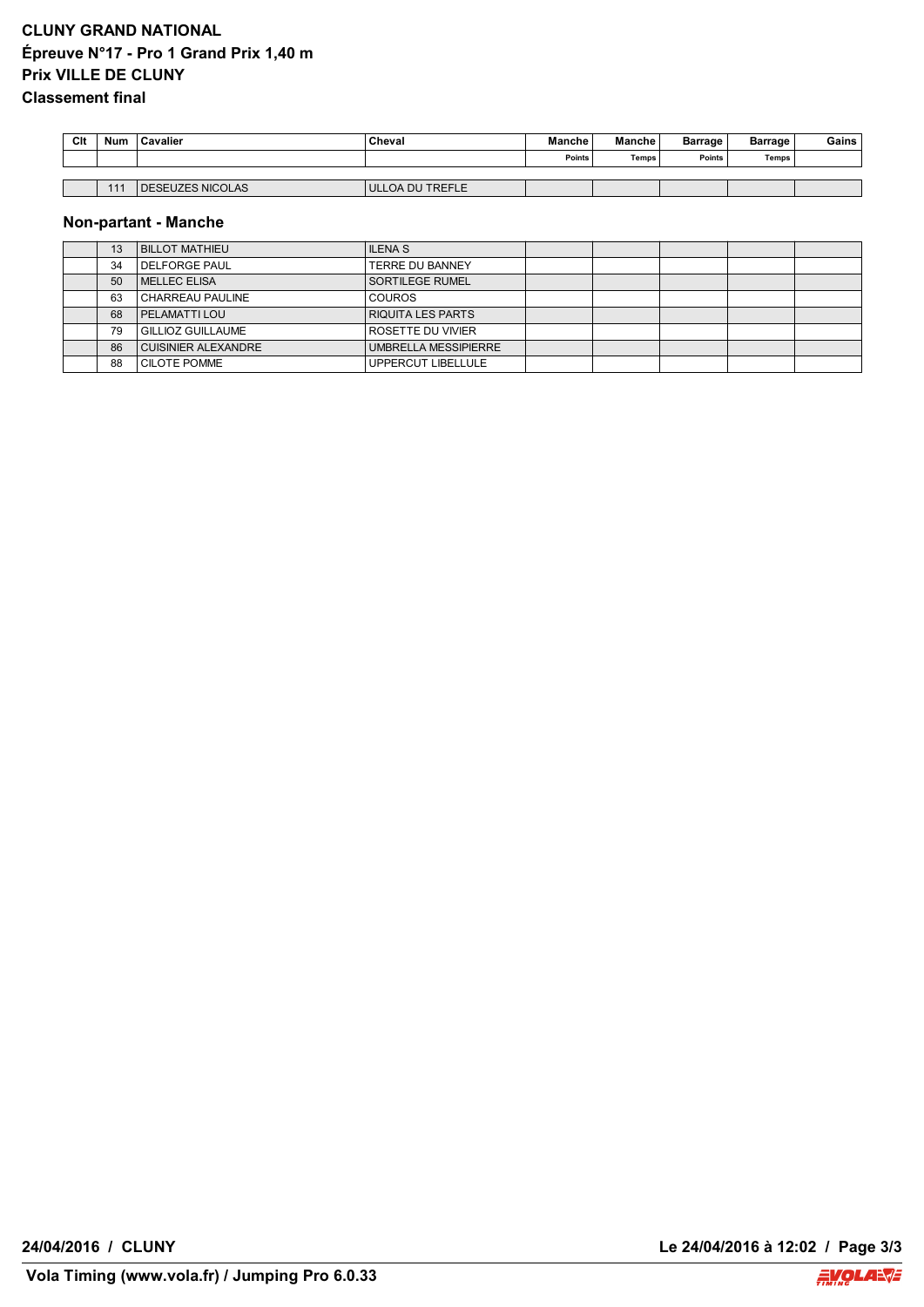**CLUNY GRAND NATIONAL**

**Épreuve N°17 - Pro 1 Grand Prix 1,40 m**

**Prix VILLE DE CLUNY**

**Classement final**

| Clt | Num | Cavalier | Cheval | Manche | Manche | Barrage | Barrage | Gains |
|---|---|---|---|---|---|---|---|---|
| | | | | Points | Temps | Points | Temps | |
| | 111 | DESEUZES NICOLAS | ULLOA DU TREFLE | | | | | |

## Non-partant - Manche

| | | | | | | | | |
|---|---|---|---|---|---|---|---|---|
| | 13 | BILLOT MATHIEU | ILENA S | | | | | |
| | 34 | DELFORGE PAUL | TERRE DU BANNEY | | | | | |
| | 50 | MELLEC ELISA | SORTILEGE RUMEL | | | | | |
| | 63 | CHARREAU PAULINE | COUROS | | | | | |
| | 68 | PELAMATTI LOU | RIQUITA LES PARTS | | | | | |
| | 79 | GILLIOZ GUILLAUME | ROSETTE DU VIVIER | | | | | |
| | 86 | CUISINIER ALEXANDRE | UMBRELLA MESSIPIERRE | | | | | |
| | 88 | CILOTE POMME | UPPERCUT LIBELLULE | | | | | |

**24/04/2016 / CLUNY** — **Le 24/04/2016 à 12:02**

**Vola Timing (www.vola.fr) / Jumping Pro 6.0.33**